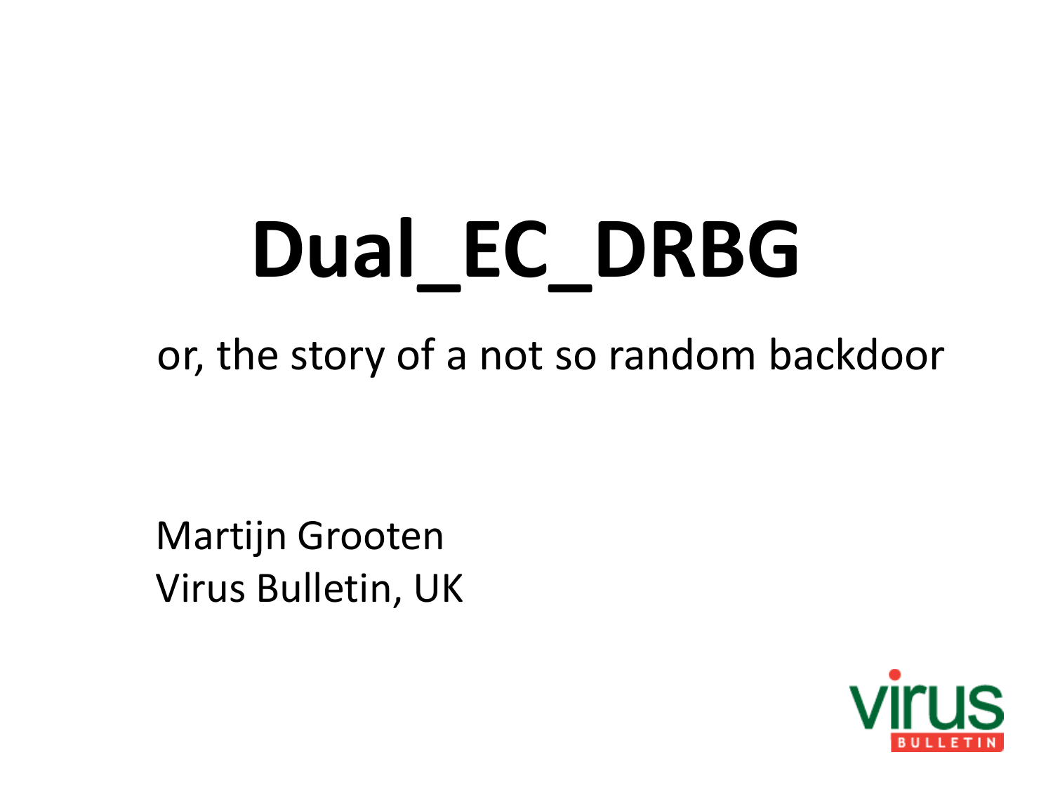# Dual_EC_DRBG

or, the story of a not so random backdoor

Martijn Grooten
Virus Bulletin, UK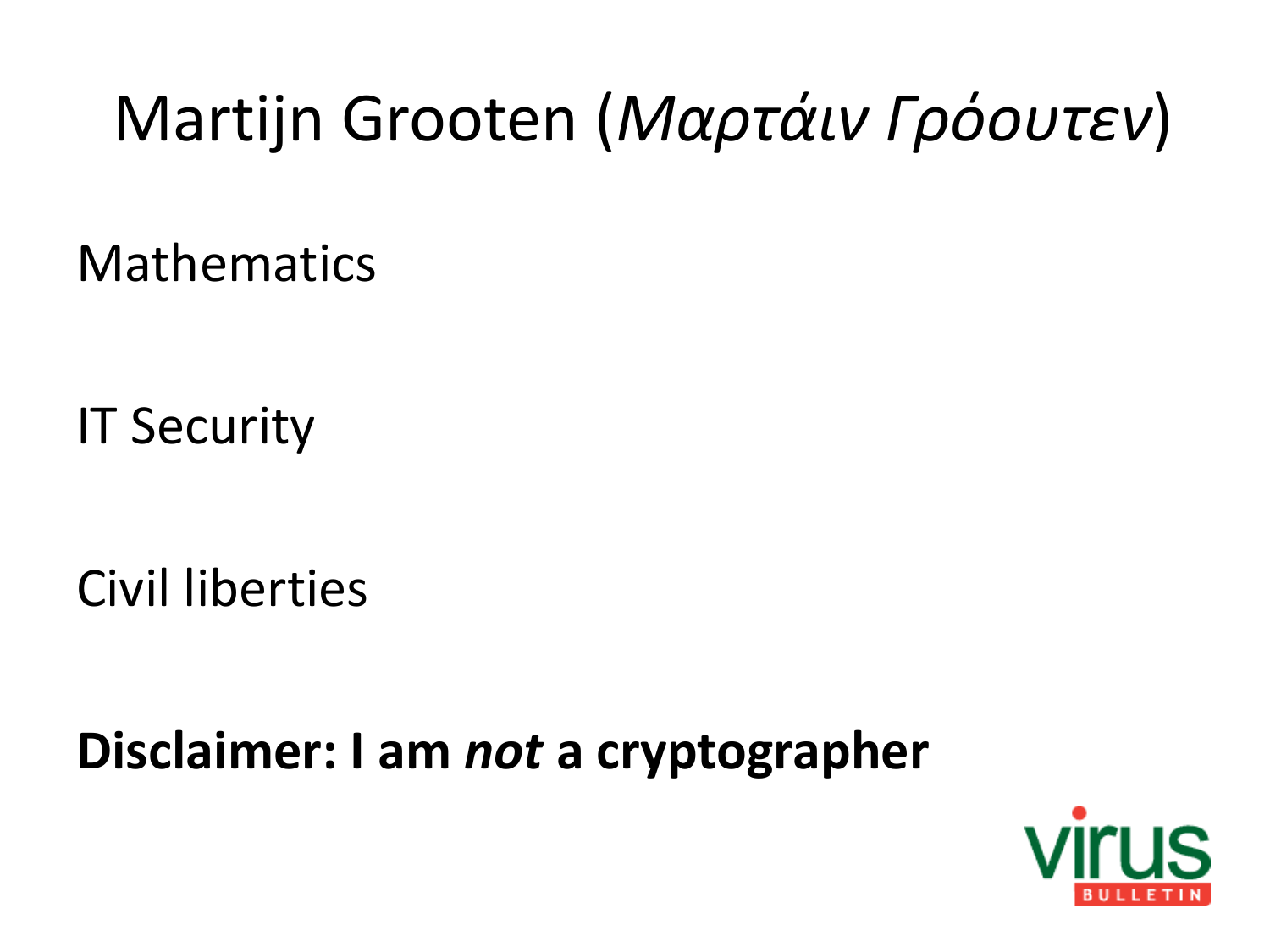# Martijn Grooten (*Μαρτάιν Γρόουτεν*)

Mathematics

IT Security

Civil liberties

**Disclaimer: I am *not* a cryptographer**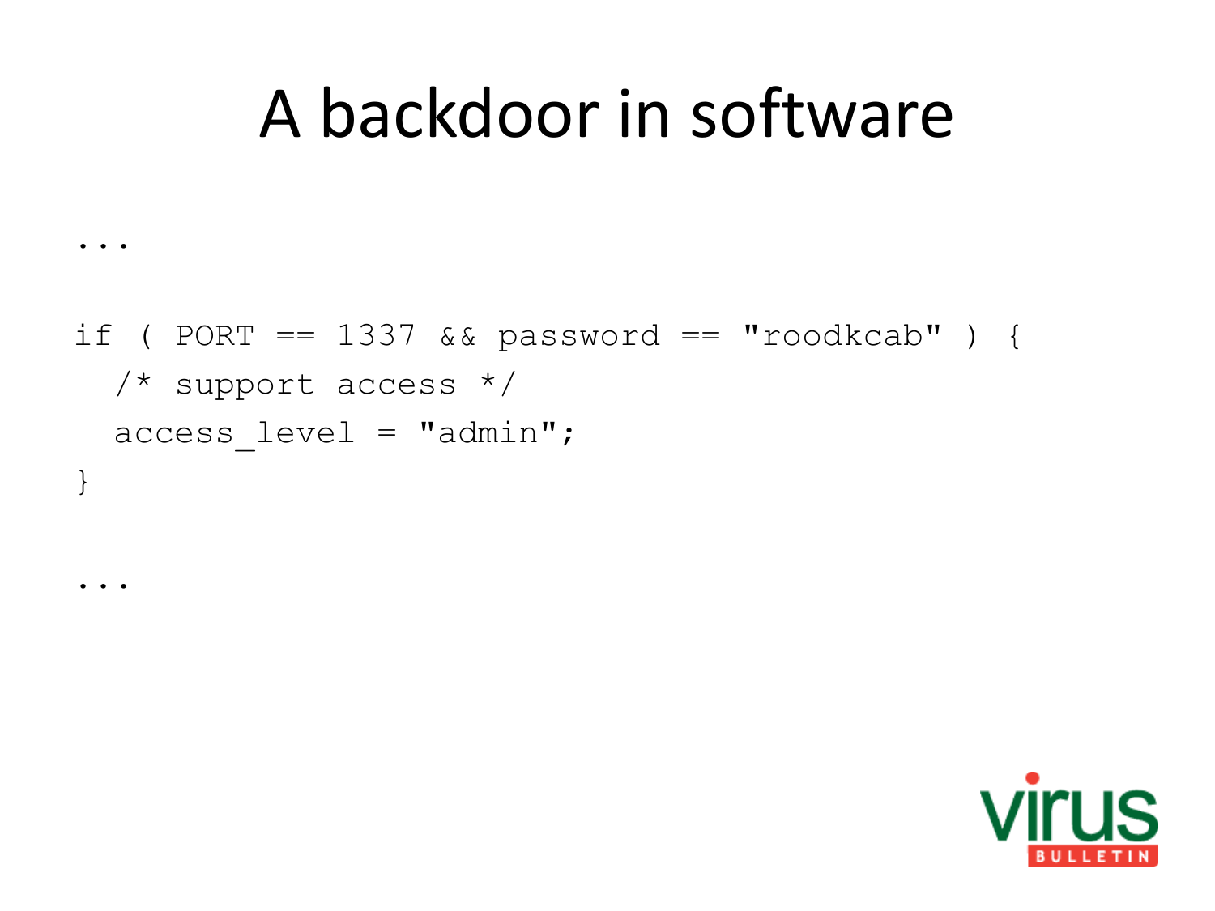# A backdoor in software

```
...

if ( PORT == 1337 && password == "roodkcab" ) {
  /* support access */
  access_level = "admin";
}

...
```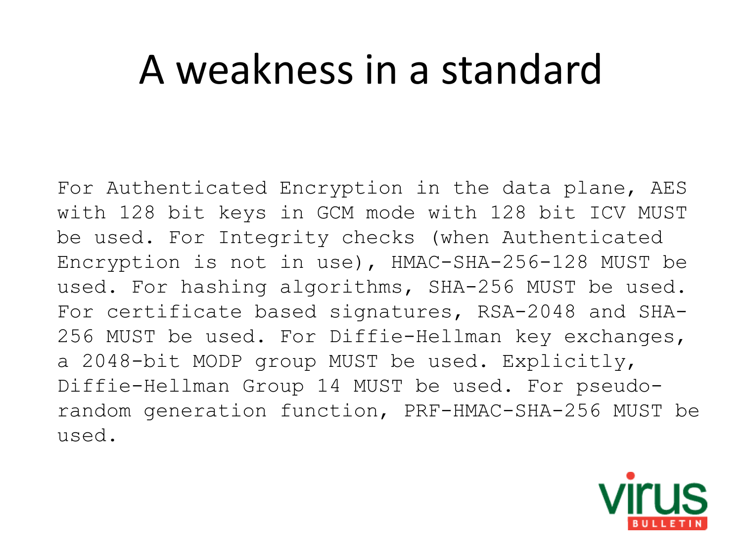# A weakness in a standard

For Authenticated Encryption in the data plane, AES with 128 bit keys in GCM mode with 128 bit ICV MUST be used. For Integrity checks (when Authenticated Encryption is not in use), HMAC-SHA-256-128 MUST be used. For hashing algorithms, SHA-256 MUST be used. For certificate based signatures, RSA-2048 and SHA-256 MUST be used. For Diffie-Hellman key exchanges, a 2048-bit MODP group MUST be used. Explicitly, Diffie-Hellman Group 14 MUST be used. For pseudo-random generation function, PRF-HMAC-SHA-256 MUST be used.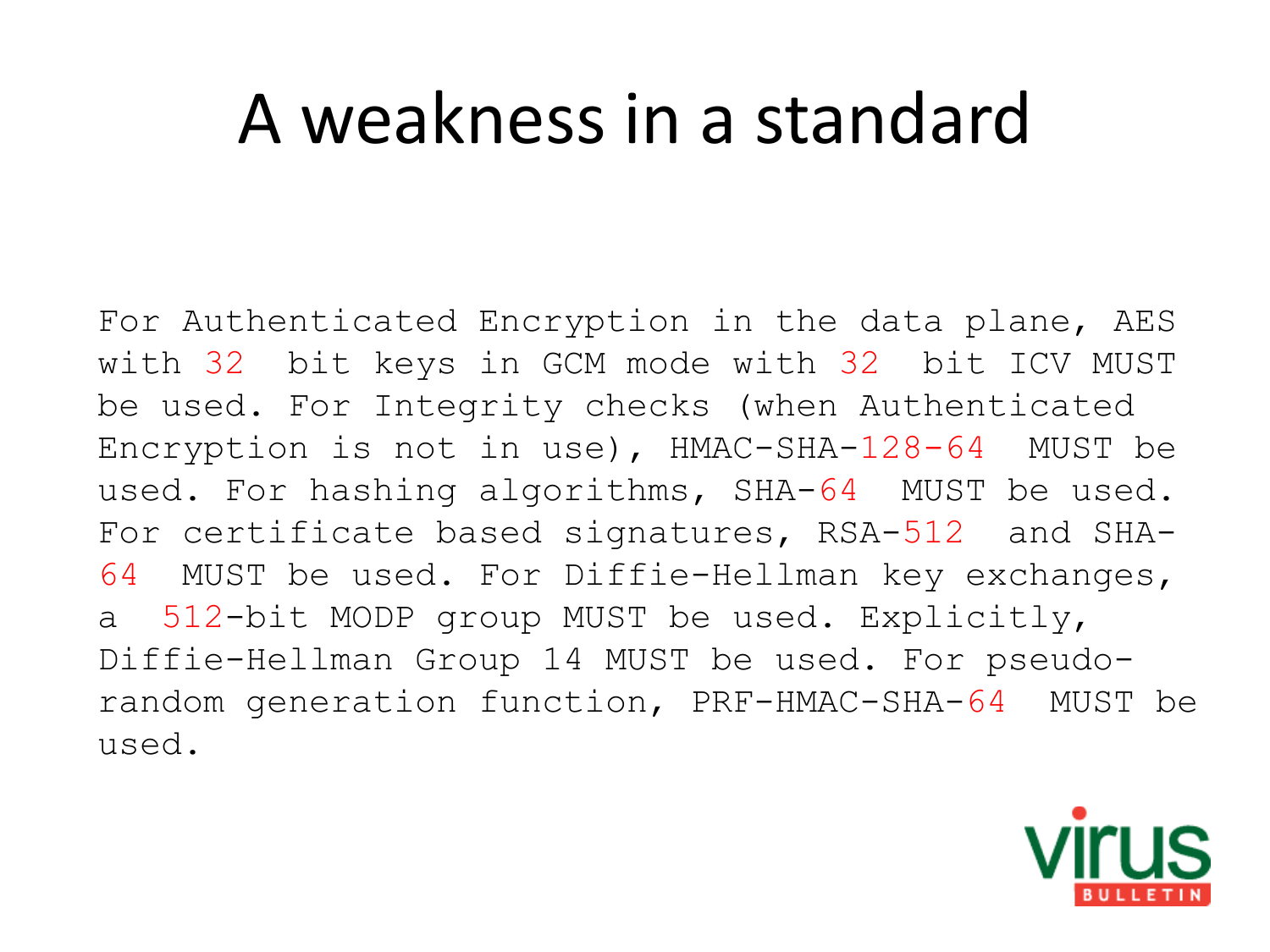# A weakness in a standard

For Authenticated Encryption in the data plane, AES with 32 bit keys in GCM mode with 32 bit ICV MUST be used. For Integrity checks (when Authenticated Encryption is not in use), HMAC-SHA-128-64 MUST be used. For hashing algorithms, SHA-64 MUST be used. For certificate based signatures, RSA-512 and SHA-64 MUST be used. For Diffie-Hellman key exchanges, a 512-bit MODP group MUST be used. Explicitly, Diffie-Hellman Group 14 MUST be used. For pseudo-random generation function, PRF-HMAC-SHA-64 MUST be used.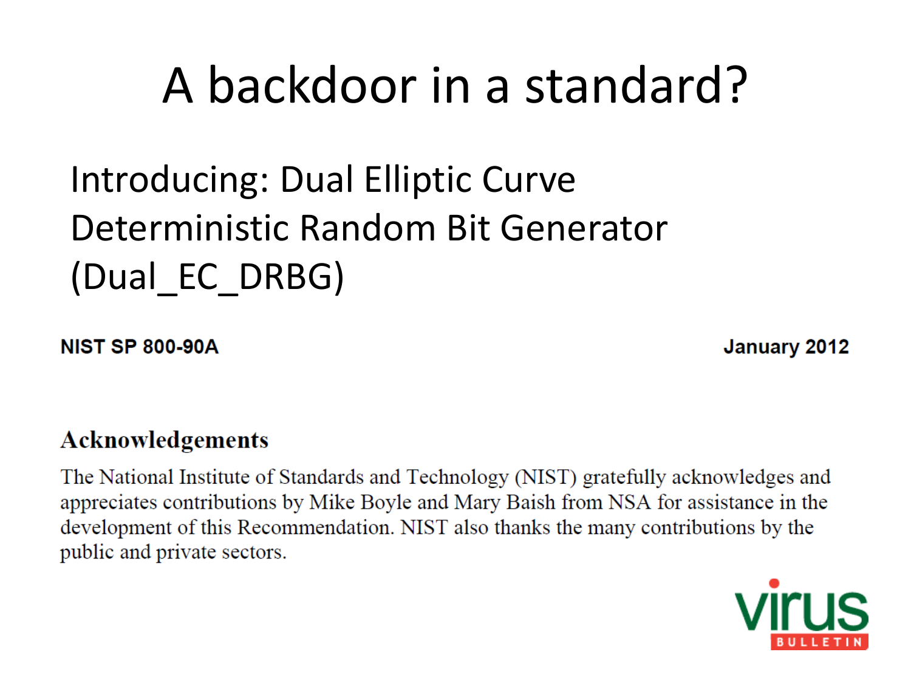# A backdoor in a standard?

Introducing: Dual Elliptic Curve Deterministic Random Bit Generator (Dual_EC_DRBG)

**NIST SP 800-90A** **January 2012**

**Acknowledgements**

The National Institute of Standards and Technology (NIST) gratefully acknowledges and appreciates contributions by Mike Boyle and Mary Baish from NSA for assistance in the development of this Recommendation. NIST also thanks the many contributions by the public and private sectors.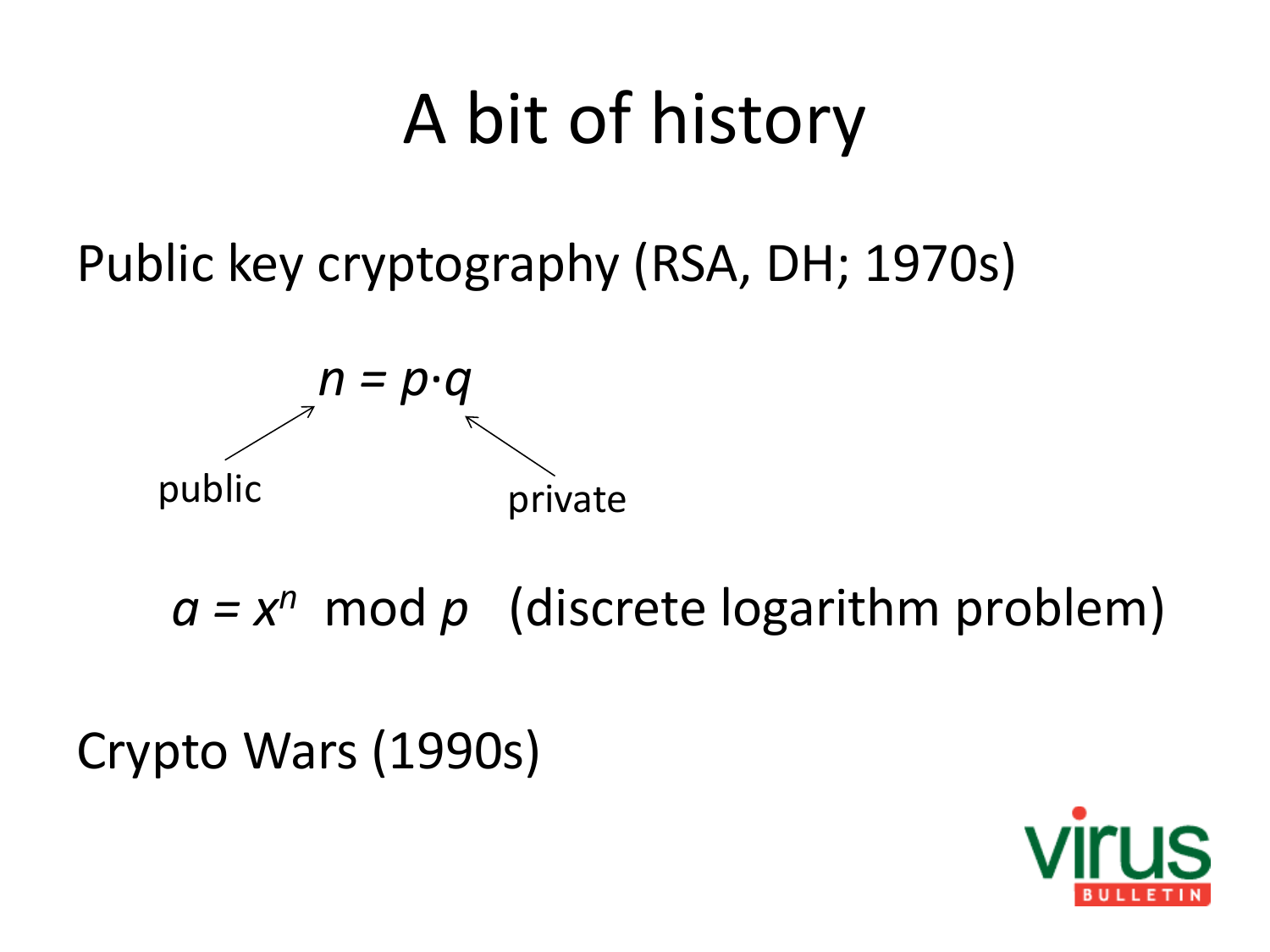# A bit of history

Public key cryptography (RSA, DH; 1970s)

$$n = p \cdot q$$

public &emsp;&emsp;&emsp;&emsp; private

$a = x^n \mod p$ (discrete logarithm problem)

Crypto Wars (1990s)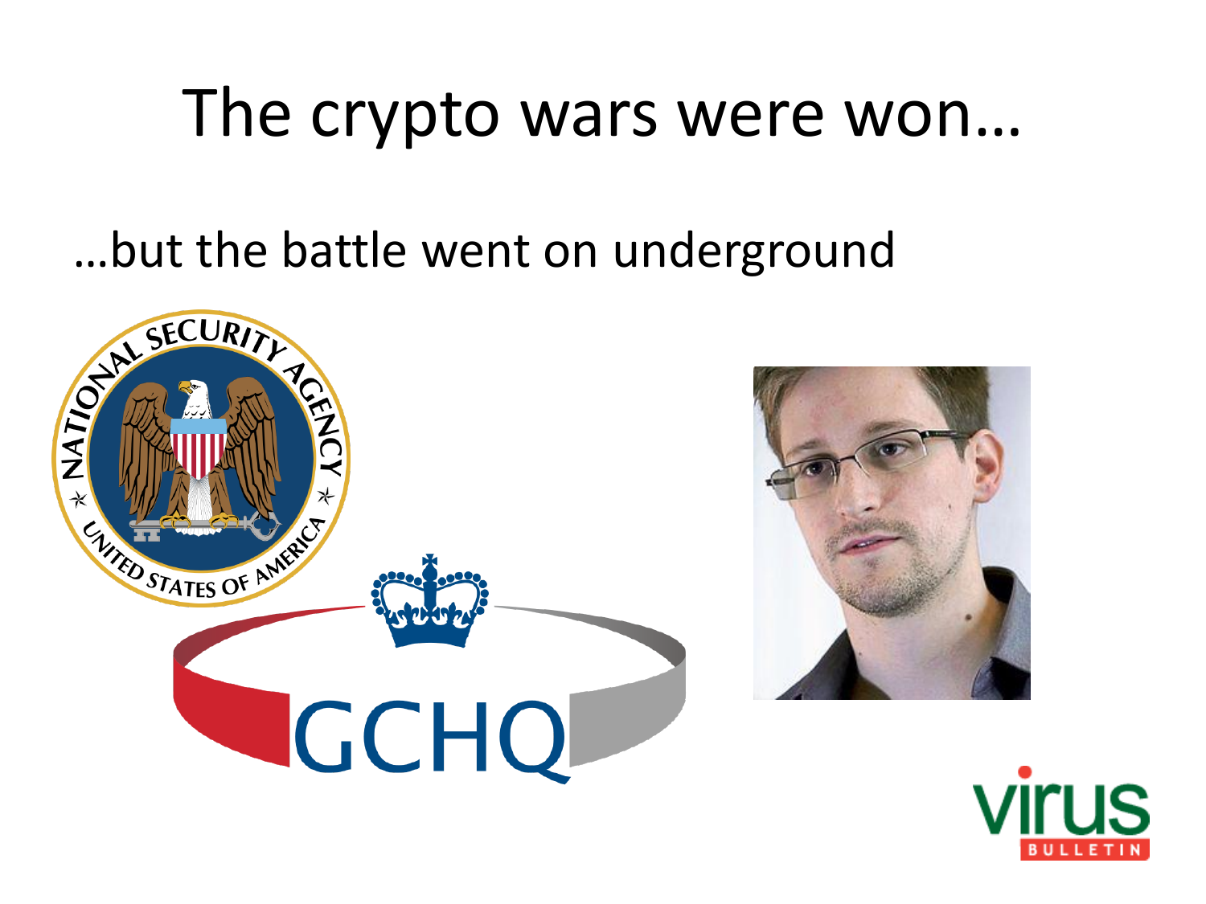# The crypto wars were won…

…but the battle went on underground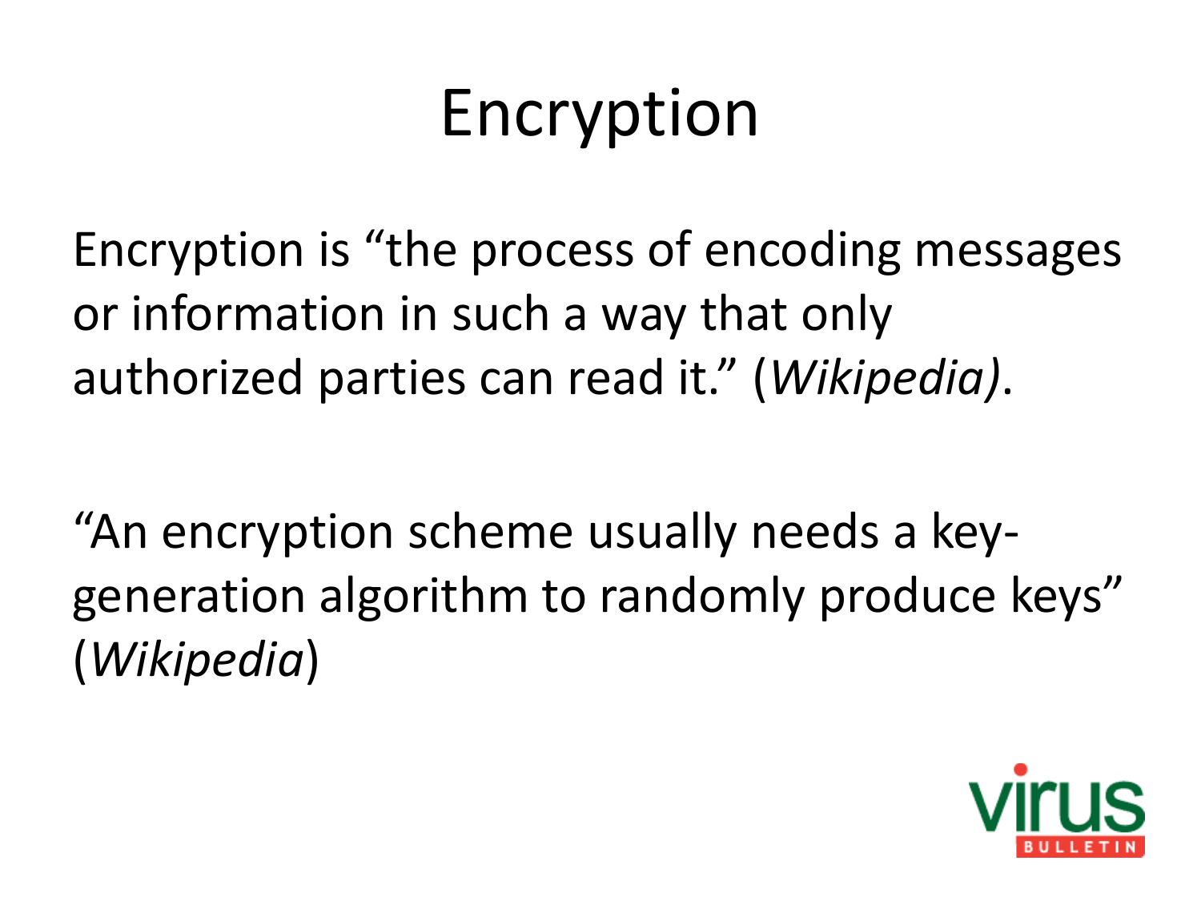# Encryption

Encryption is “the process of encoding messages or information in such a way that only authorized parties can read it.” (*Wikipedia)*.

“An encryption scheme usually needs a key-generation algorithm to randomly produce keys” (*Wikipedia*)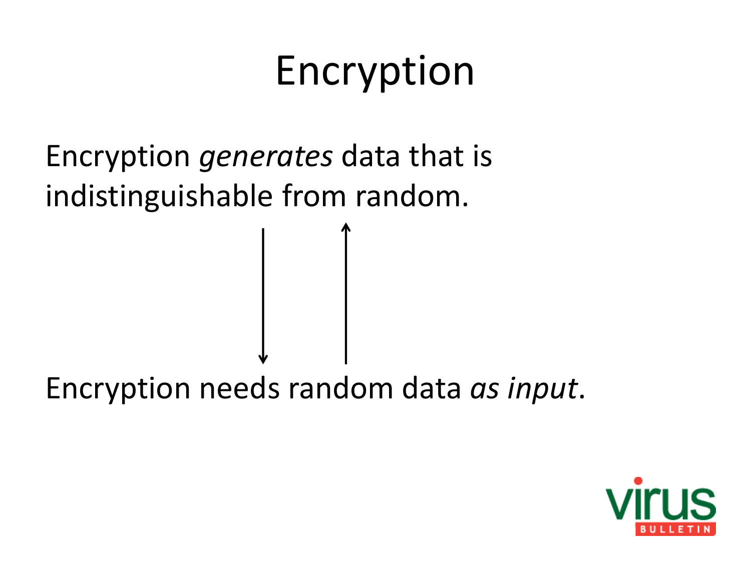# Encryption

Encryption *generates* data that is indistinguishable from random.

Encryption needs random data *as input*.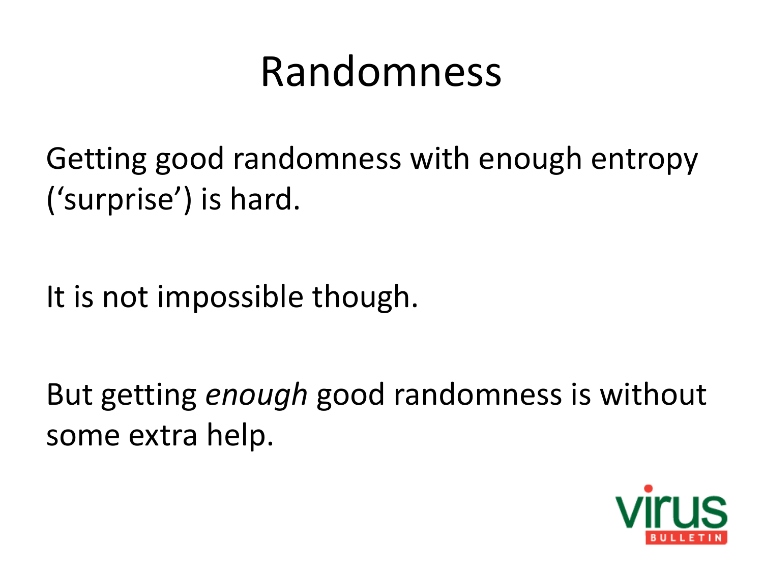# Randomness

Getting good randomness with enough entropy (‘surprise’) is hard.

It is not impossible though.

But getting *enough* good randomness is without some extra help.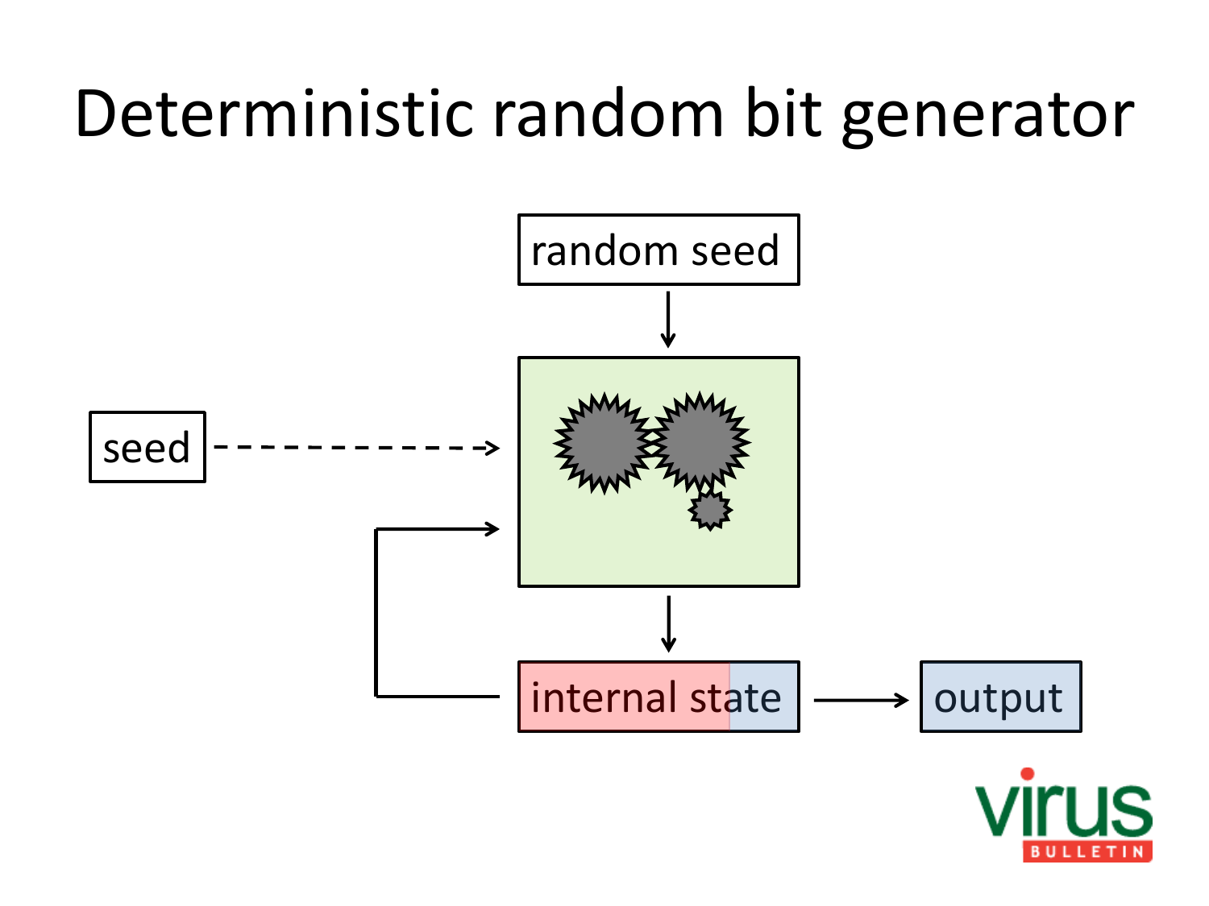# Deterministic random bit generator

random seed

seed

internal state

output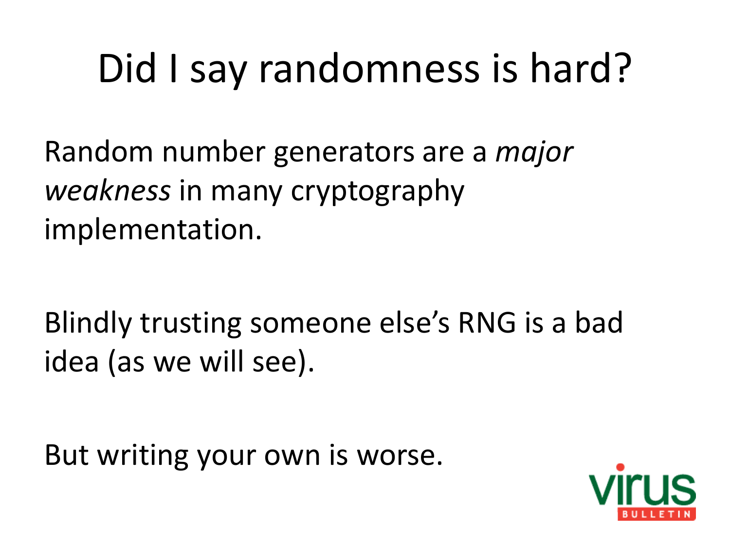# Did I say randomness is hard?

Random number generators are a *major weakness* in many cryptography implementation.

Blindly trusting someone else's RNG is a bad idea (as we will see).

But writing your own is worse.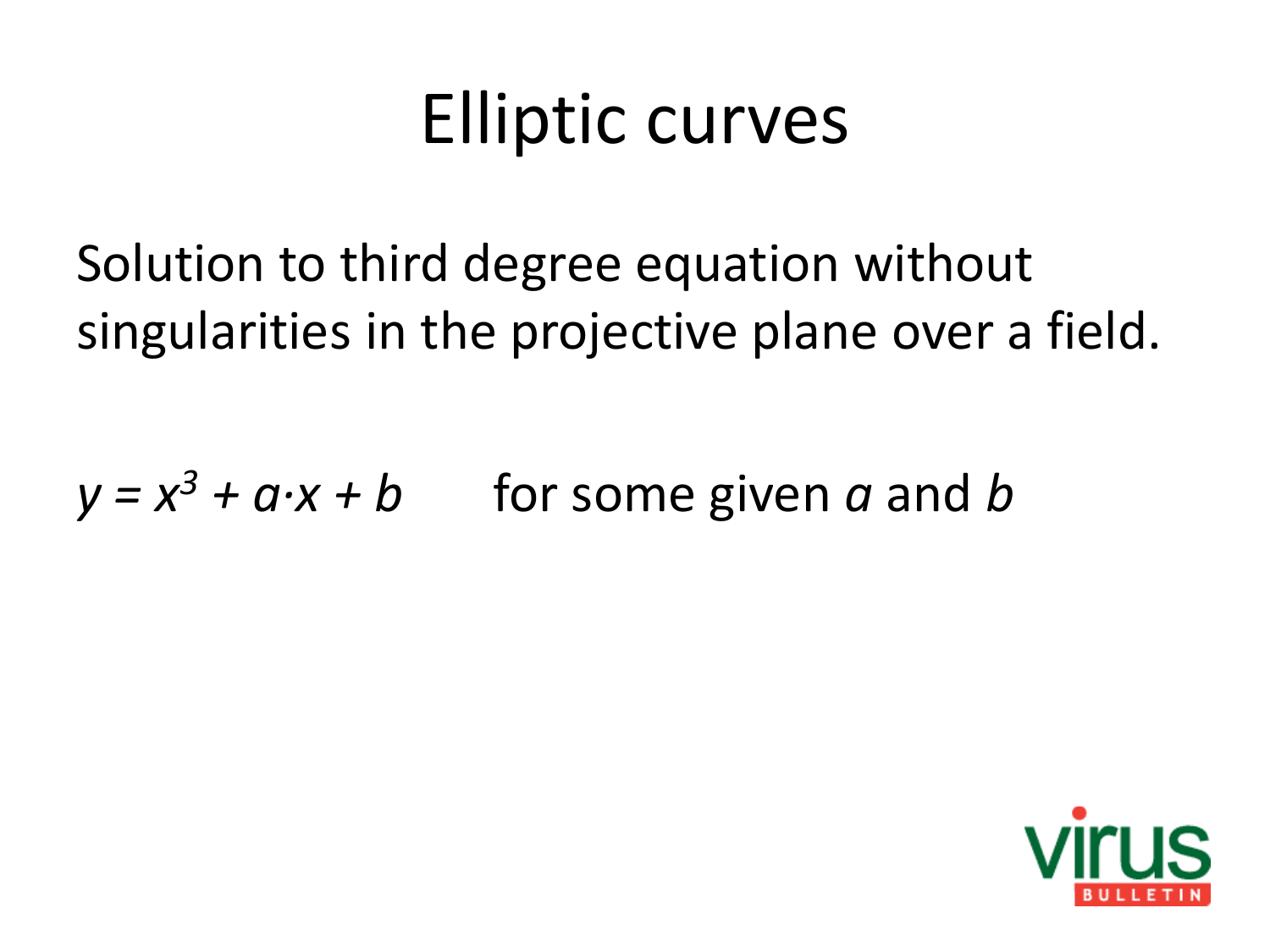# Elliptic curves

Solution to third degree equation without singularities in the projective plane over a field.

$y = x^3 + a \cdot x + b$ for some given $a$ and $b$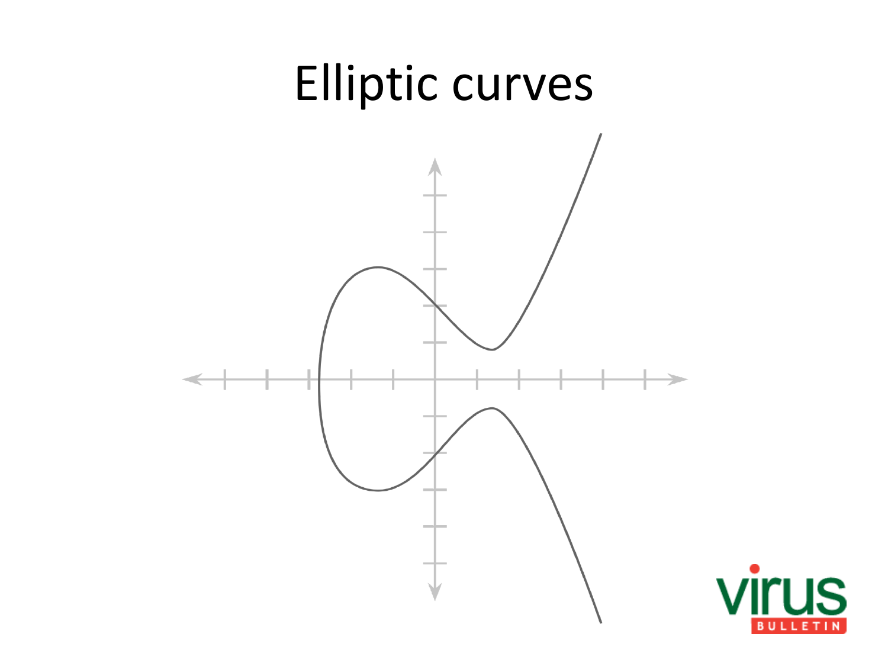# Elliptic curves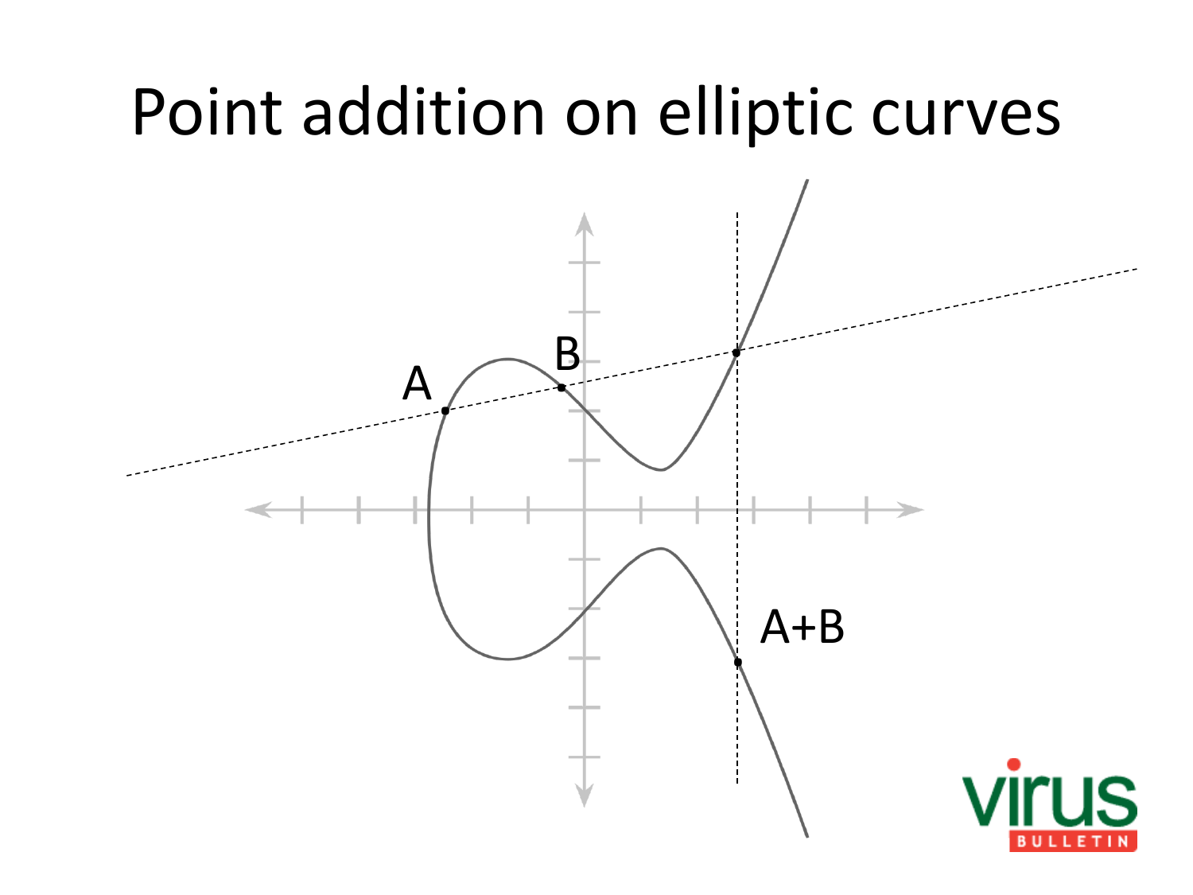# Point addition on elliptic curves

A

B

A+B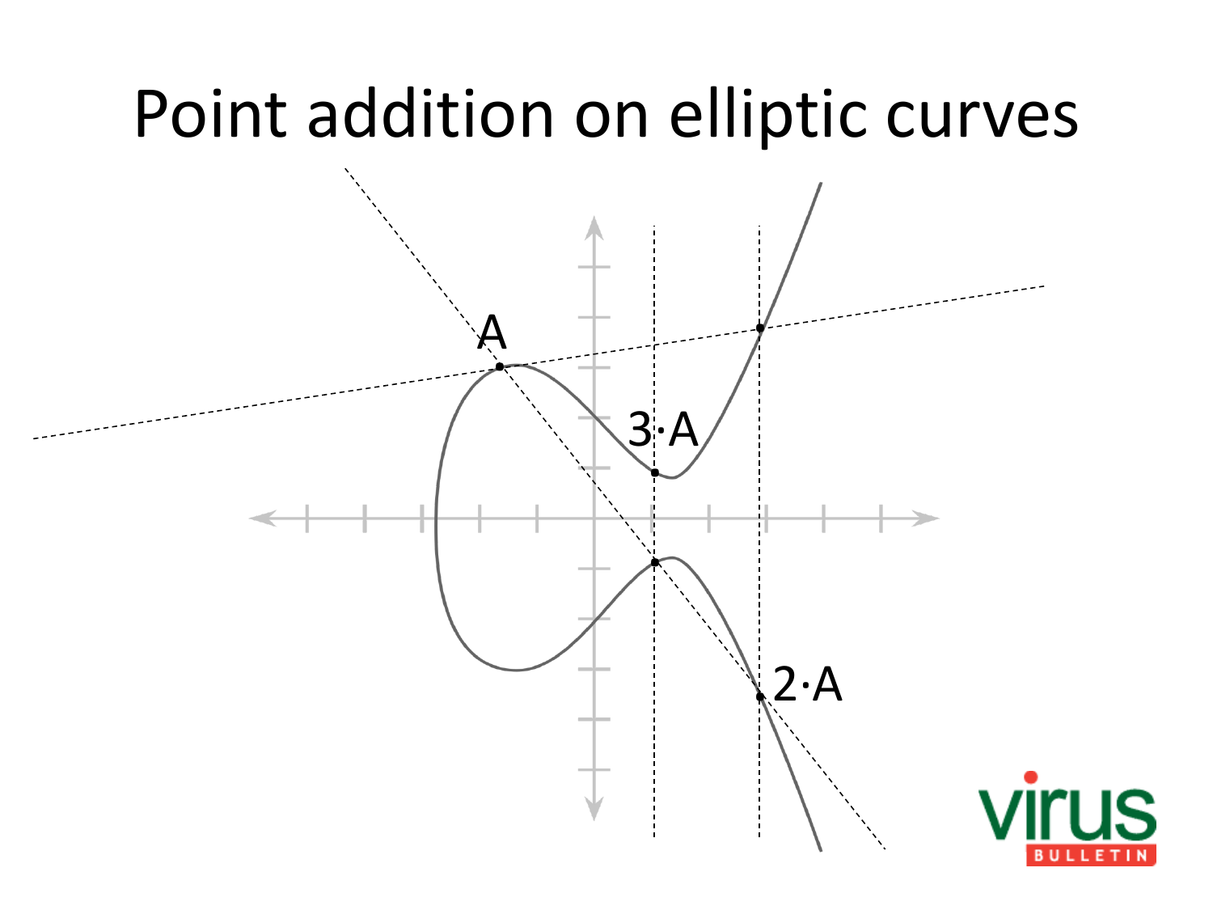# Point addition on elliptic curves

A

3·A

2·A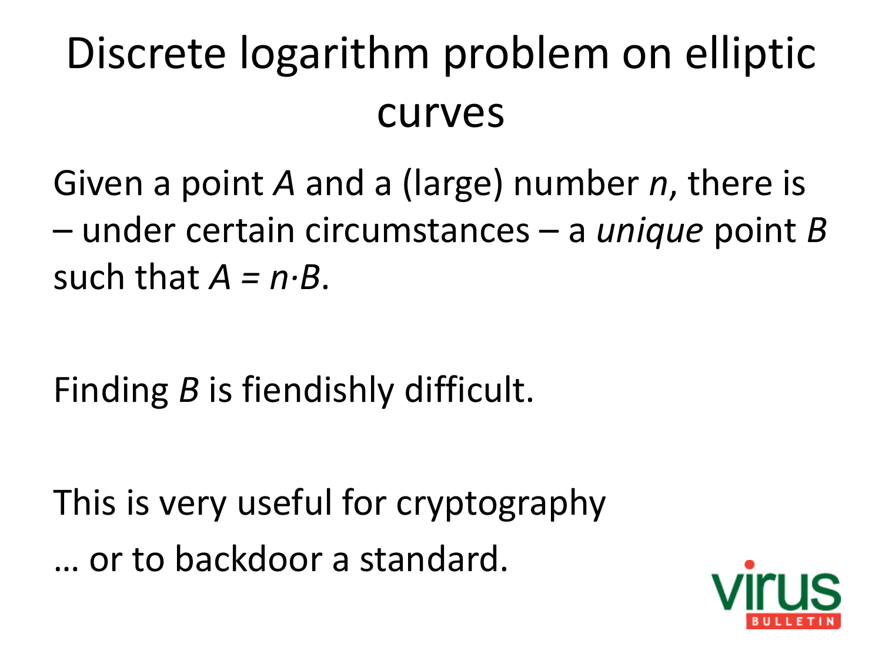# Discrete logarithm problem on elliptic curves

Given a point $A$ and a (large) number $n$, there is – under certain circumstances – a *unique* point $B$ such that $A = n \cdot B$.

Finding $B$ is fiendishly difficult.

This is very useful for cryptography

… or to backdoor a standard.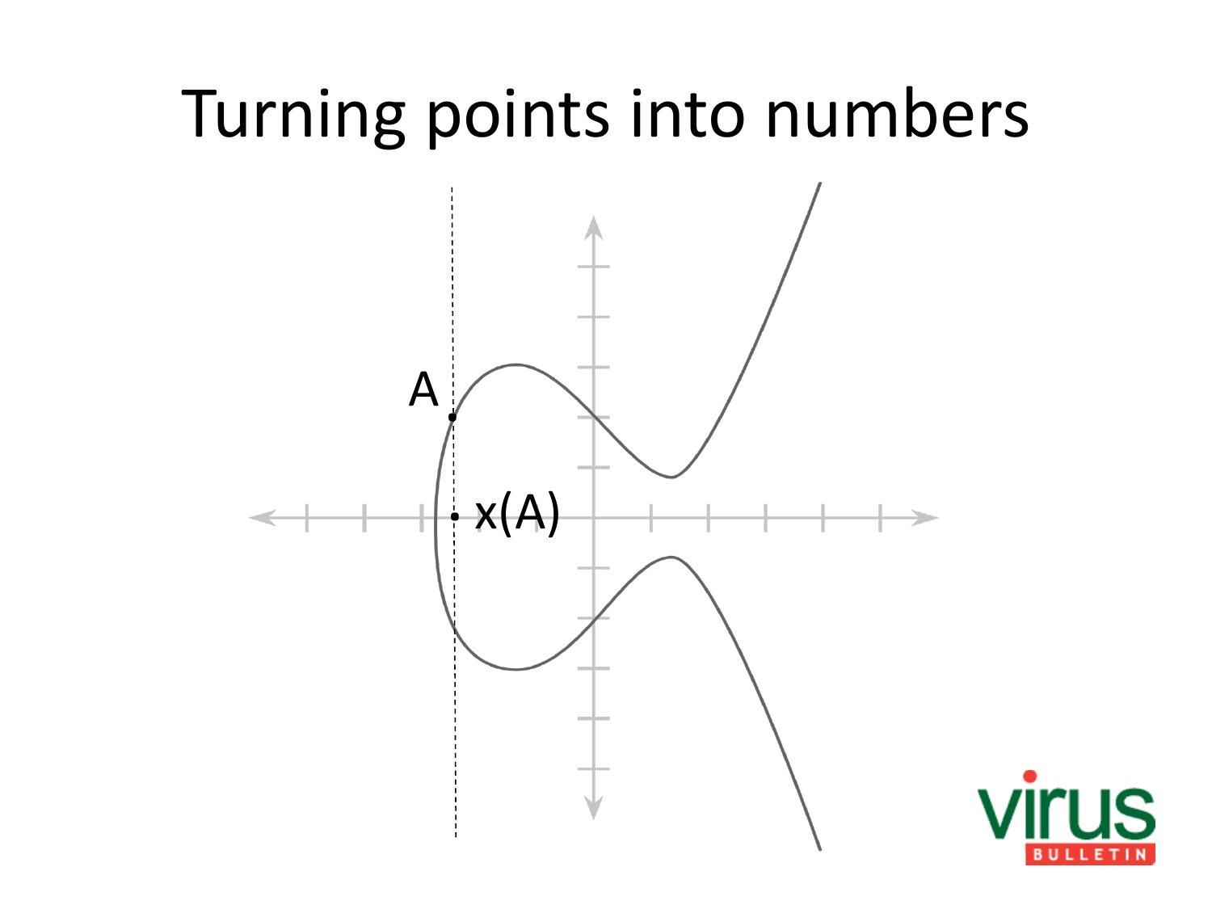# Turning points into numbers

A

x(A)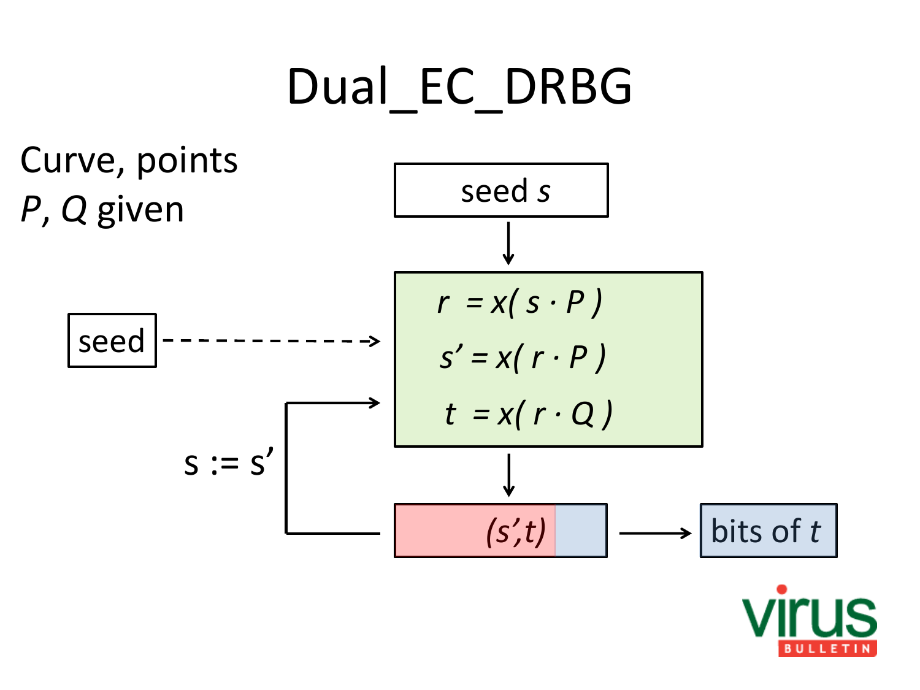# Dual_EC_DRBG

Curve, points

$P$, $Q$ given

seed $s$

seed

$r = x(s \cdot P)$

$s' = x(r \cdot P)$

$t = x(r \cdot Q)$

s := s'

$(s', t)$

bits of $t$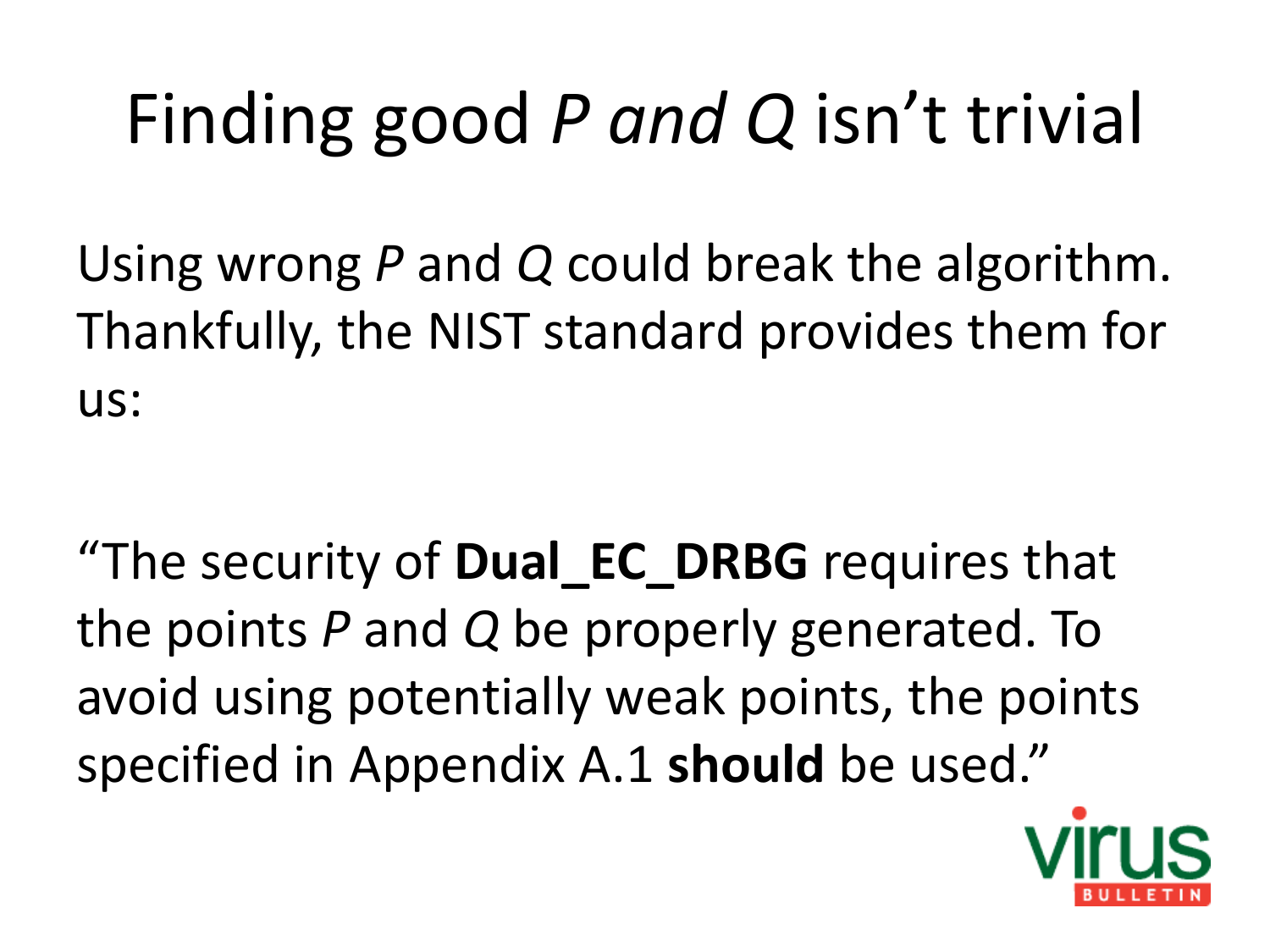# Finding good *P and Q* isn't trivial

Using wrong *P* and *Q* could break the algorithm. Thankfully, the NIST standard provides them for us:

"The security of **Dual_EC_DRBG** requires that the points *P* and *Q* be properly generated. To avoid using potentially weak points, the points specified in Appendix A.1 **should** be used."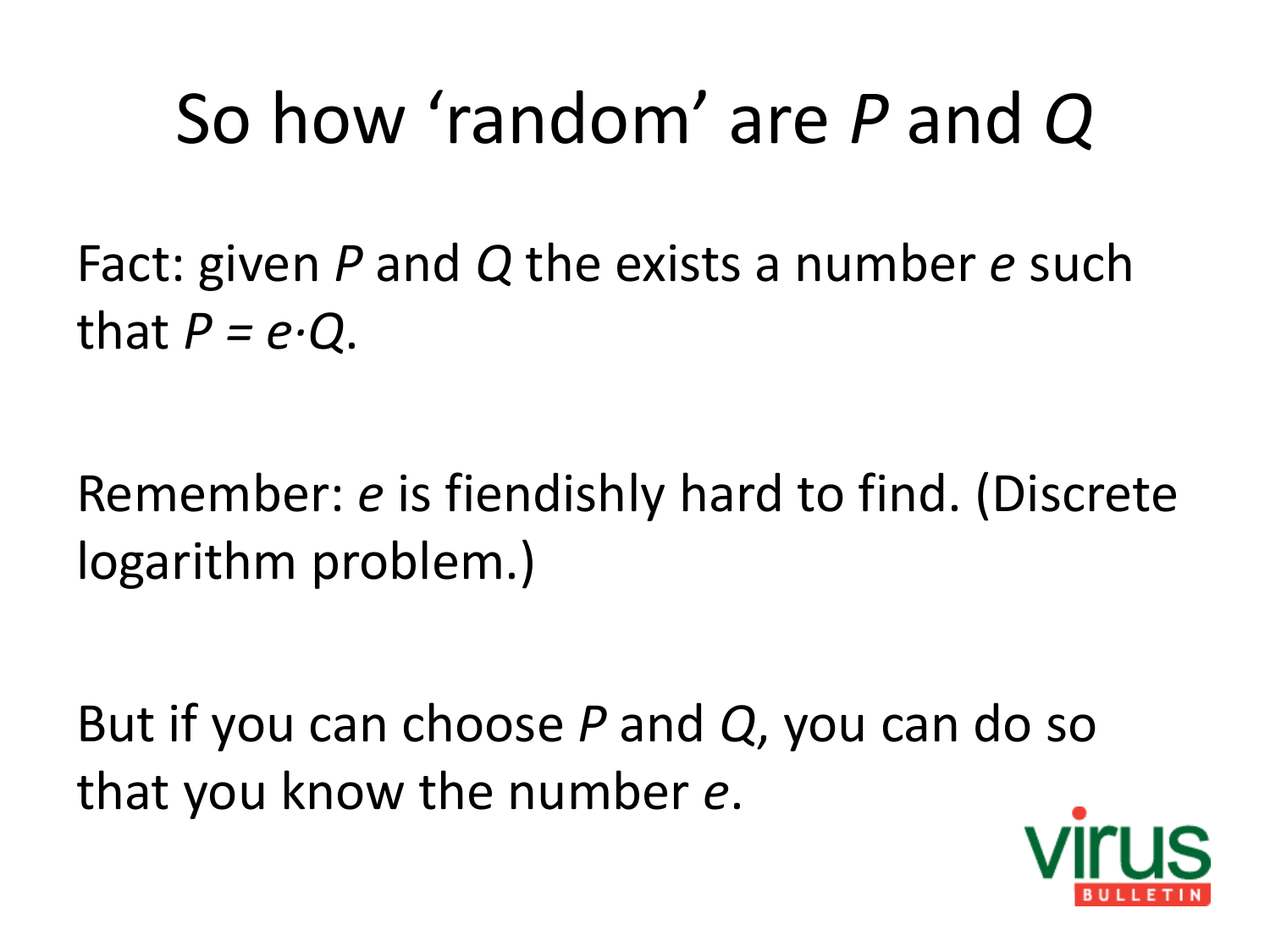# So how 'random' are $P$ and $Q$

Fact: given $P$ and $Q$ the exists a number $e$ such that $P = e \cdot Q$.

Remember: $e$ is fiendishly hard to find. (Discrete logarithm problem.)

But if you can choose $P$ and $Q$, you can do so that you know the number $e$.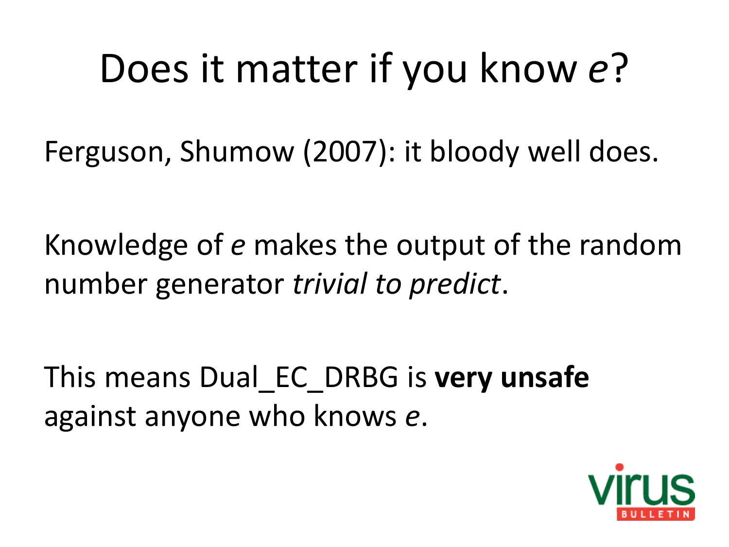# Does it matter if you know *e*?

Ferguson, Shumow (2007): it bloody well does.

Knowledge of *e* makes the output of the random number generator *trivial to predict*.

This means Dual_EC_DRBG is **very unsafe** against anyone who knows *e*.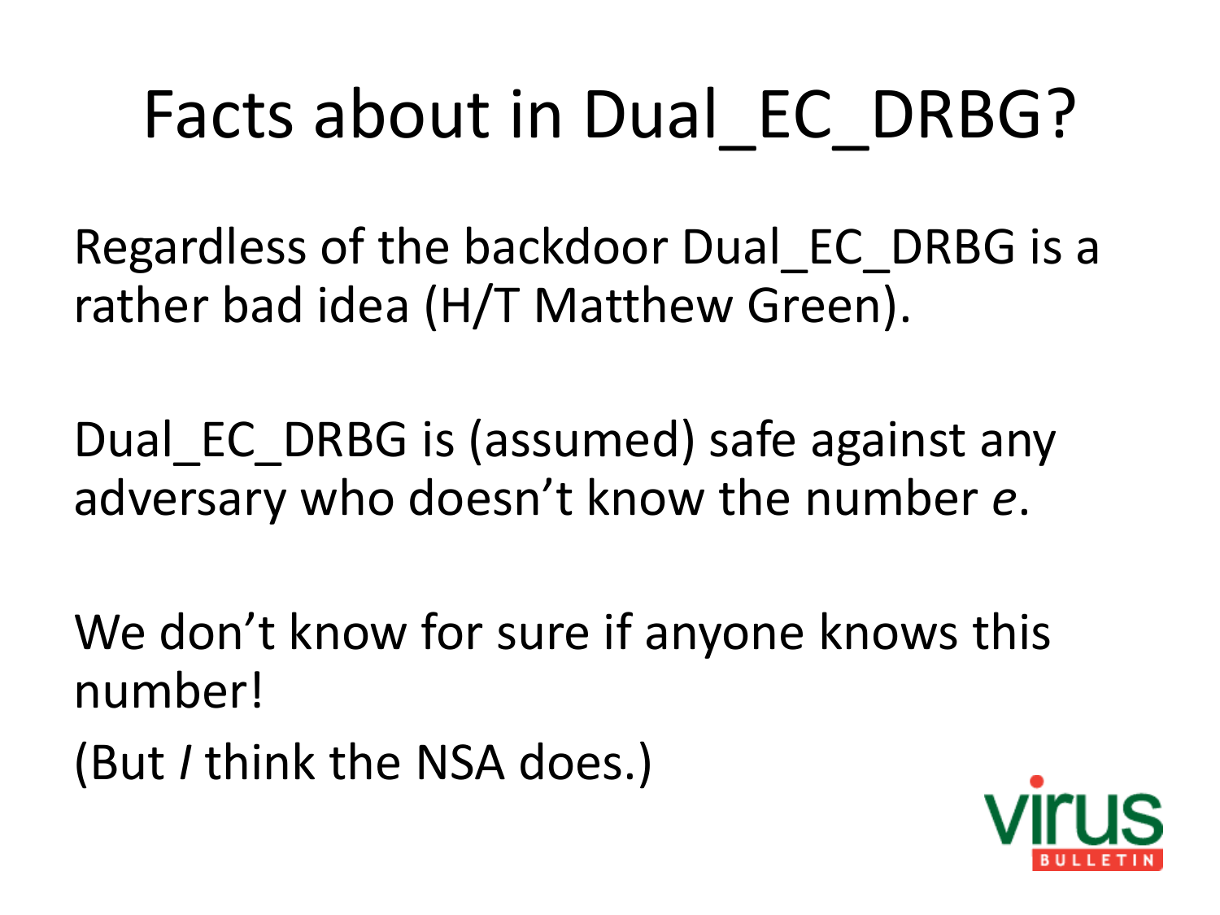# Facts about in Dual_EC_DRBG?

Regardless of the backdoor Dual_EC_DRBG is a rather bad idea (H/T Matthew Green).

Dual_EC_DRBG is (assumed) safe against any adversary who doesn't know the number *e*.

We don't know for sure if anyone knows this number!

(But *I* think the NSA does.)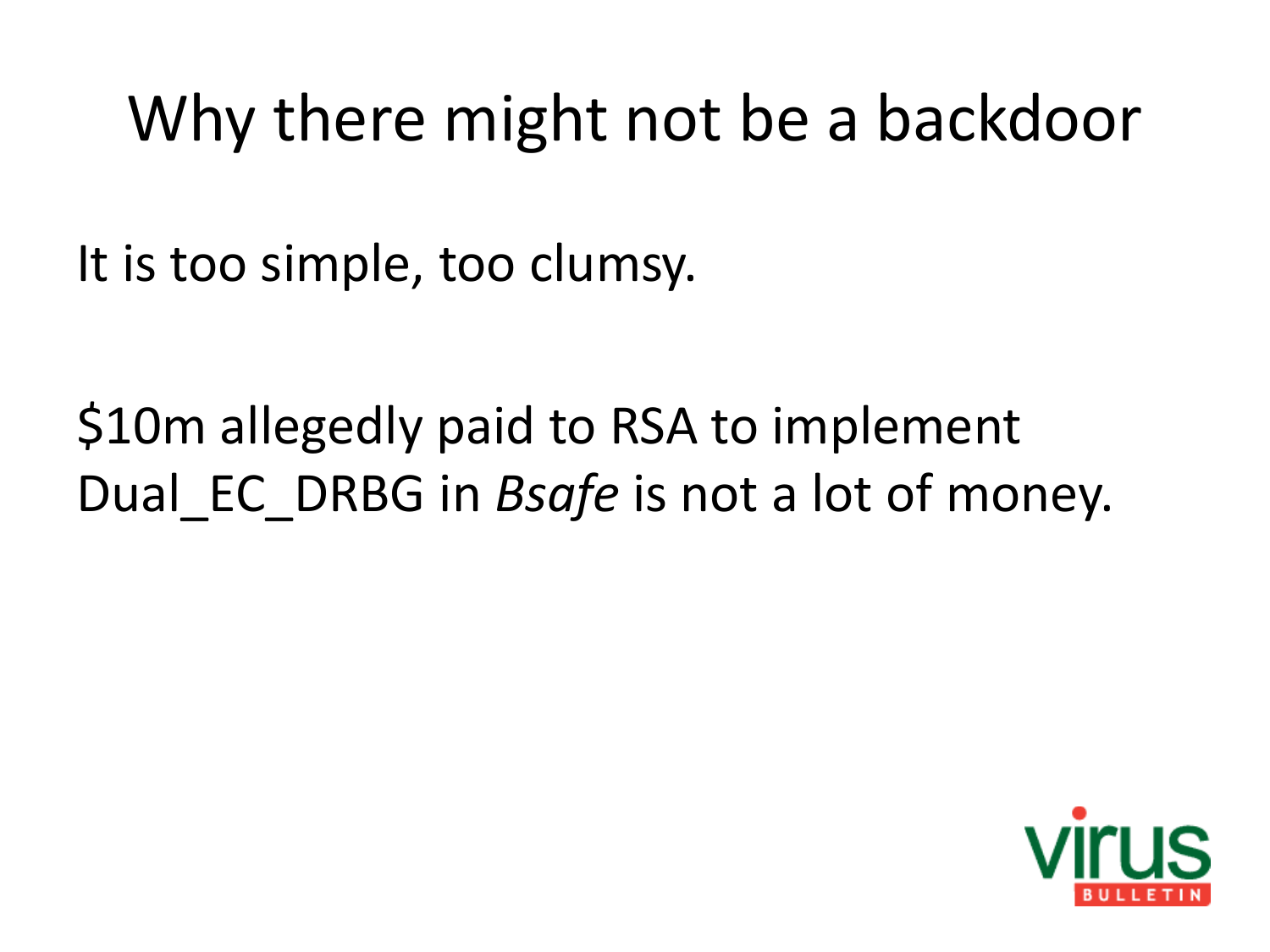# Why there might not be a backdoor

It is too simple, too clumsy.

$10m allegedly paid to RSA to implement Dual_EC_DRBG in *Bsafe* is not a lot of money.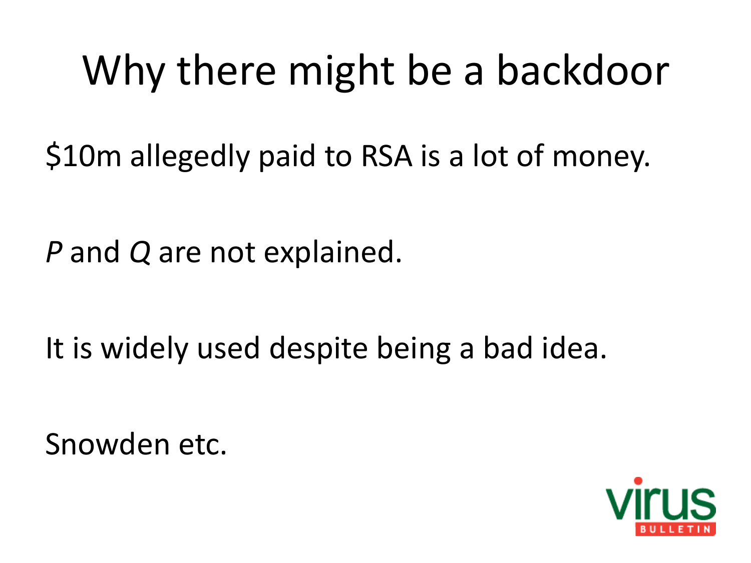# Why there might be a backdoor

$10m allegedly paid to RSA is a lot of money.

$P$ and $Q$ are not explained.

It is widely used despite being a bad idea.

Snowden etc.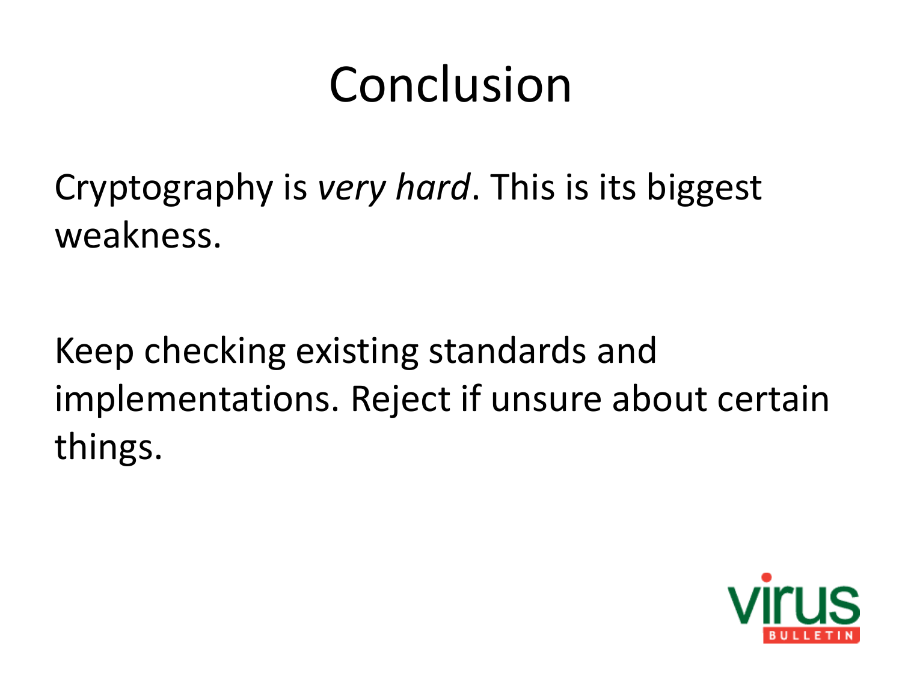# Conclusion

Cryptography is *very hard*. This is its biggest weakness.

Keep checking existing standards and implementations. Reject if unsure about certain things.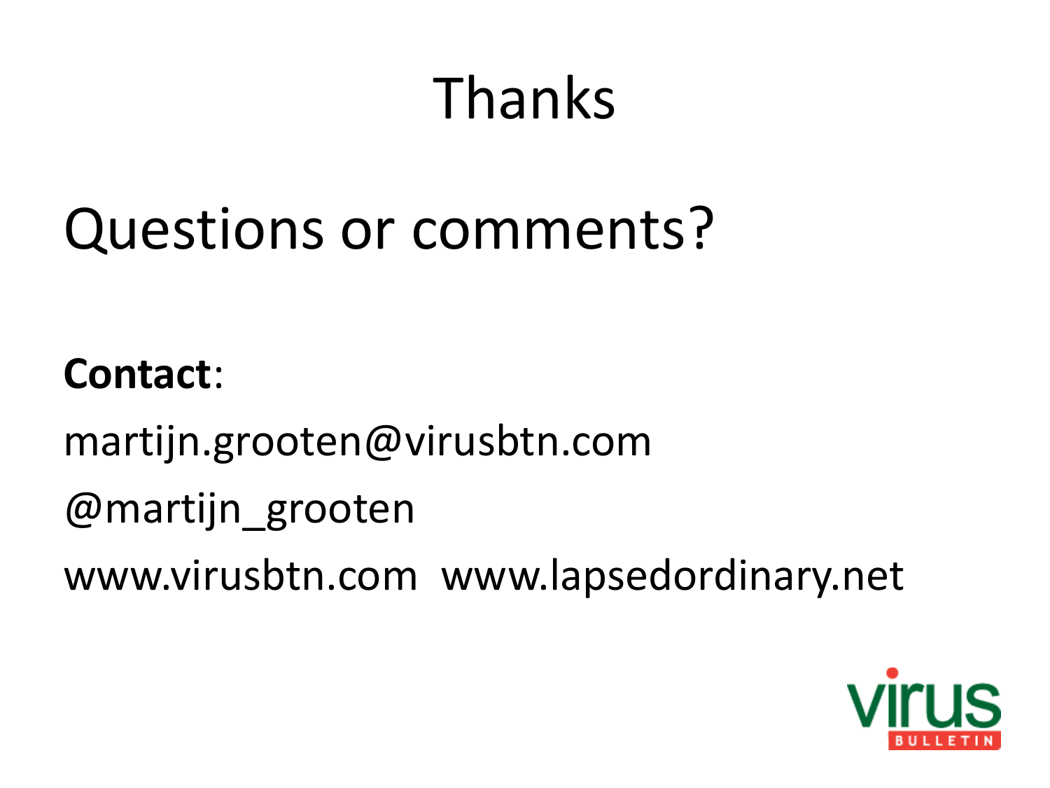# Thanks

## Questions or comments?

**Contact**:

martijn.grooten@virusbtn.com

@martijn_grooten

www.virusbtn.com  www.lapsedordinary.net